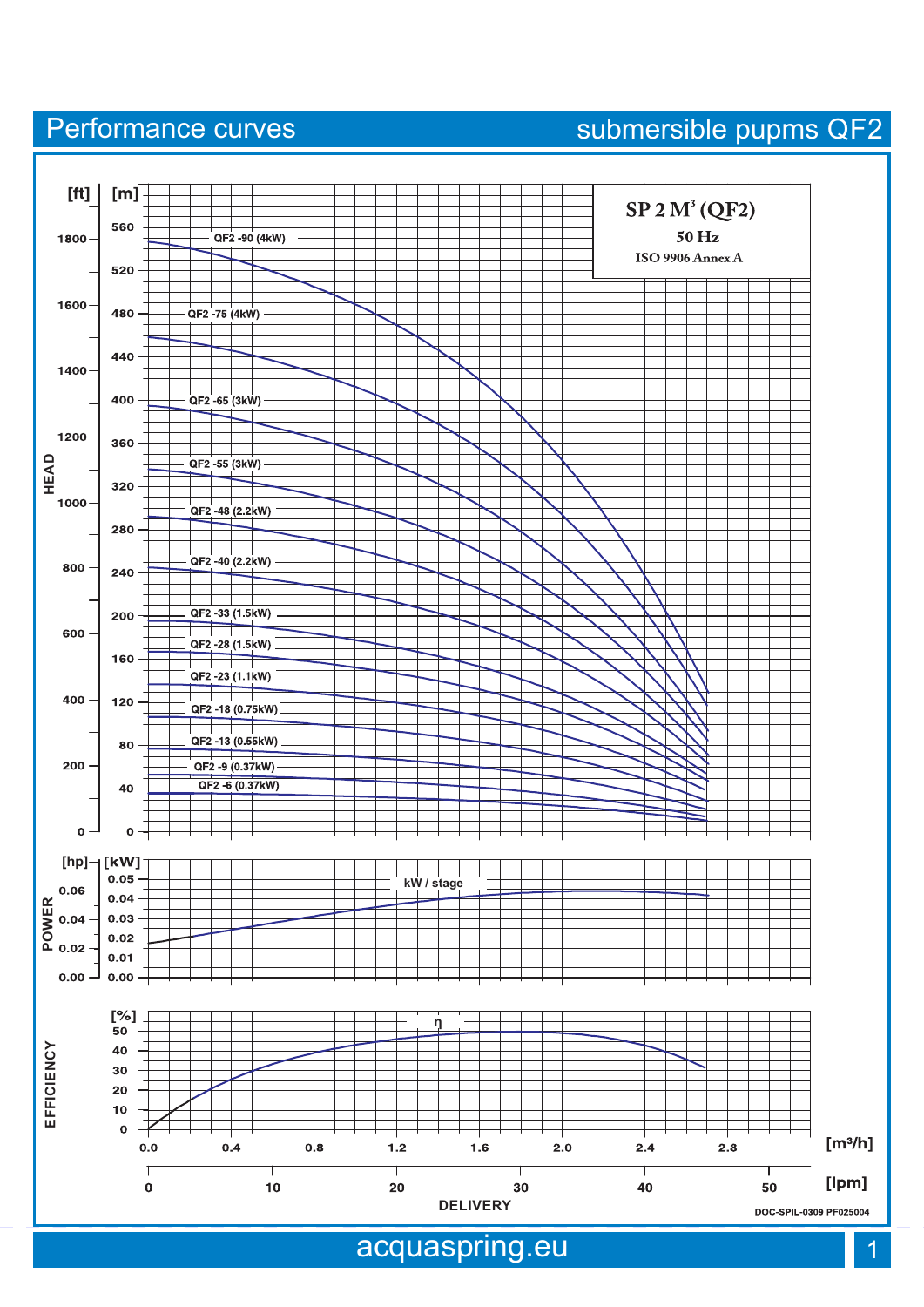# Performance curves

## submersible pupms QF2

**SP 2 M³ (QF2)**
50 Hz
ISO 9906 Annex A

HEAD [ft] [m]

QF2 -90 (4kW)
QF2 -75 (4kW)
QF2 -65 (3kW)
QF2 -55 (3kW)
QF2 -48 (2.2kW)
QF2 -40 (2.2kW)
QF2 -33 (1.5kW)
QF2 -28 (1.5kW)
QF2 -23 (1.1kW)
QF2 -18 (0.75kW)
QF2 -13 (0.55kW)
QF2 -9 (0.37kW)
QF2 -6 (0.37kW)

POWER [hp] [kW]

kW / stage

EFFICIENCY [%]

η

DELIVERY [m³/h] [lpm]

DOC-SPIL-0309 PF025004

acquaspring.eu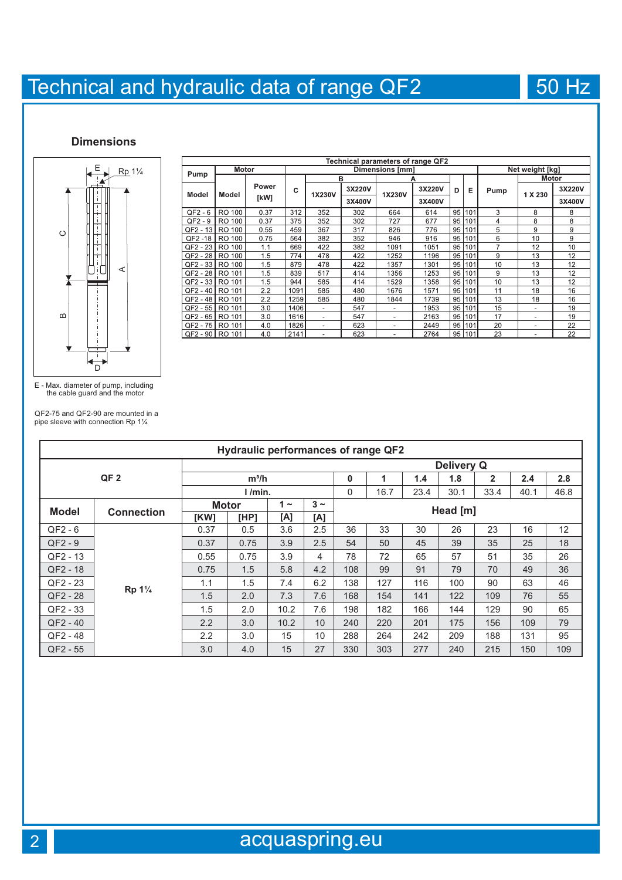# Technical and hydraulic data of range QF2

50 Hz

## Dimensions

E

Rp 1¼

C

A

B

D

E - Max. diameter of pump, including the cable guard and the motor

QF2-75 and QF2-90 are mounted in a pipe sleeve with connection Rp 1¼

| Pump | Motor | | Dimensions [mm] | | | | | | | Net weight [kg] | | |
|---|---|---|---|---|---|---|---|---|---|---|---|---|
| | | | | B | | A | | | | | Motor | |
| Model | Model | Power [kW] | C | 1X230V | 3X220V / 3X400V | 1X230V | 3X220V / 3X400V | D | E | Pump | 1 X 230 | 3X220V / 3X400V |
| QF2 - 6 | RO 100 | 0.37 | 312 | 352 | 302 | 664 | 614 | 95 | 101 | 3 | 8 | 8 |
| QF2 - 9 | RO 100 | 0.37 | 375 | 352 | 302 | 727 | 677 | 95 | 101 | 4 | 8 | 8 |
| QF2 - 13 | RO 100 | 0.55 | 459 | 367 | 317 | 826 | 776 | 95 | 101 | 5 | 9 | 9 |
| QF2 -18 | RO 100 | 0.75 | 564 | 382 | 352 | 946 | 916 | 95 | 101 | 6 | 10 | 9 |
| QF2 - 23 | RO 100 | 1.1 | 669 | 422 | 382 | 1091 | 1051 | 95 | 101 | 7 | 12 | 10 |
| QF2 - 28 | RO 100 | 1.5 | 774 | 478 | 422 | 1252 | 1196 | 95 | 101 | 9 | 13 | 12 |
| QF2 - 33 | RO 100 | 1.5 | 879 | 478 | 422 | 1357 | 1301 | 95 | 101 | 10 | 13 | 12 |
| QF2 - 28 | RO 101 | 1.5 | 839 | 517 | 414 | 1356 | 1253 | 95 | 101 | 9 | 13 | 12 |
| QF2 - 33 | RO 101 | 1.5 | 944 | 585 | 414 | 1529 | 1358 | 95 | 101 | 10 | 13 | 12 |
| QF2 - 40 | RO 101 | 2.2 | 1091 | 585 | 480 | 1676 | 1571 | 95 | 101 | 11 | 18 | 16 |
| QF2 - 48 | RO 101 | 2.2 | 1259 | 585 | 480 | 1844 | 1739 | 95 | 101 | 13 | 18 | 16 |
| QF2 - 55 | RO 101 | 3.0 | 1406 | - | 547 | - | 1953 | 95 | 101 | 15 | - | 19 |
| QF2 - 65 | RO 101 | 3.0 | 1616 | - | 547 | - | 2163 | 95 | 101 | 17 | - | 19 |
| QF2 - 75 | RO 101 | 4.0 | 1826 | - | 623 | - | 2449 | 95 | 101 | 20 | - | 22 |
| QF2 - 90 | RO 101 | 4.0 | 2141 | - | 623 | - | 2764 | 95 | 101 | 23 | - | 22 |

Table title: Technical parameters of range QF2

## Hydraulic performances of range QF2

| QF 2 | | | | | | Delivery Q | | | | | | |
|---|---|---|---|---|---|---|---|---|---|---|---|---|
| | | m³/h | | | | 0 | 1 | 1.4 | 1.8 | 2 | 2.4 | 2.8 |
| | | l /min. | | | | 0 | 16.7 | 23.4 | 30.1 | 33.4 | 40.1 | 46.8 |
| Model | Connection | Motor [KW] | Motor [HP] | 1 ~ [A] | 3 ~ [A] | Head [m] | | | | | | |
| QF2 - 6 | Rp 1¼ | 0.37 | 0.5 | 3.6 | 2.5 | 36 | 33 | 30 | 26 | 23 | 16 | 12 |
| QF2 - 9 | Rp 1¼ | 0.37 | 0.75 | 3.9 | 2.5 | 54 | 50 | 45 | 39 | 35 | 25 | 18 |
| QF2 - 13 | Rp 1¼ | 0.55 | 0.75 | 3.9 | 4 | 78 | 72 | 65 | 57 | 51 | 35 | 26 |
| QF2 - 18 | Rp 1¼ | 0.75 | 1.5 | 5.8 | 4.2 | 108 | 99 | 91 | 79 | 70 | 49 | 36 |
| QF2 - 23 | Rp 1¼ | 1.1 | 1.5 | 7.4 | 6.2 | 138 | 127 | 116 | 100 | 90 | 63 | 46 |
| QF2 - 28 | Rp 1¼ | 1.5 | 2.0 | 7.3 | 7.6 | 168 | 154 | 141 | 122 | 109 | 76 | 55 |
| QF2 - 33 | Rp 1¼ | 1.5 | 2.0 | 10.2 | 7.6 | 198 | 182 | 166 | 144 | 129 | 90 | 65 |
| QF2 - 40 | Rp 1¼ | 2.2 | 3.0 | 10.2 | 10 | 240 | 220 | 201 | 175 | 156 | 109 | 79 |
| QF2 - 48 | Rp 1¼ | 2.2 | 3.0 | 15 | 10 | 288 | 264 | 242 | 209 | 188 | 131 | 95 |
| QF2 - 55 | Rp 1¼ | 3.0 | 4.0 | 15 | 27 | 330 | 303 | 277 | 240 | 215 | 150 | 109 |

acquaspring.eu